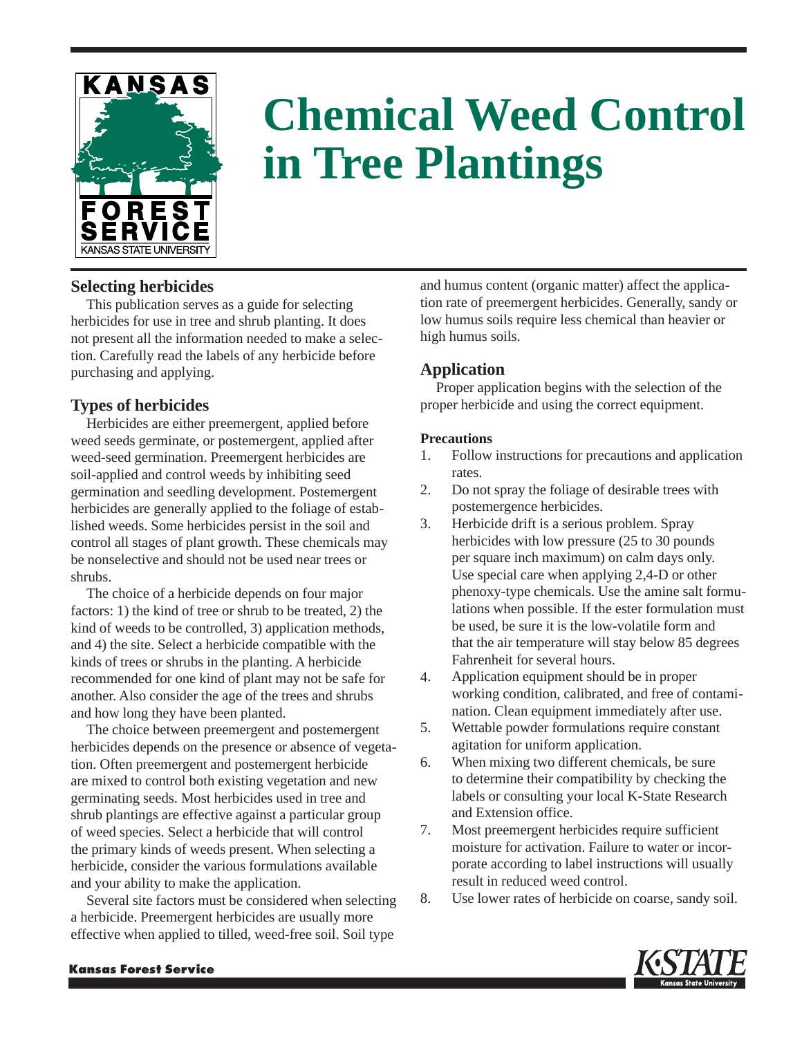# Chemical Weed Control in Tree Plantings

## Selecting herbicides

This publication serves as a guide for selecting herbicides for use in tree and shrub planting. It does not present all the information needed to make a selection. Carefully read the labels of any herbicide before purchasing and applying.

## Types of herbicides

Herbicides are either preemergent, applied before weed seeds germinate, or postemergent, applied after weed-seed germination. Preemergent herbicides are soil-applied and control weeds by inhibiting seed germination and seedling development. Postemergent herbicides are generally applied to the foliage of established weeds. Some herbicides persist in the soil and control all stages of plant growth. These chemicals may be nonselective and should not be used near trees or shrubs.

The choice of a herbicide depends on four major factors: 1) the kind of tree or shrub to be treated, 2) the kind of weeds to be controlled, 3) application methods, and 4) the site. Select a herbicide compatible with the kinds of trees or shrubs in the planting. A herbicide recommended for one kind of plant may not be safe for another. Also consider the age of the trees and shrubs and how long they have been planted.

The choice between preemergent and postemergent herbicides depends on the presence or absence of vegetation. Often preemergent and postemergent herbicide are mixed to control both existing vegetation and new germinating seeds. Most herbicides used in tree and shrub plantings are effective against a particular group of weed species. Select a herbicide that will control the primary kinds of weeds present. When selecting a herbicide, consider the various formulations available and your ability to make the application.

Several site factors must be considered when selecting a herbicide. Preemergent herbicides are usually more effective when applied to tilled, weed-free soil. Soil type and humus content (organic matter) affect the application rate of preemergent herbicides. Generally, sandy or low humus soils require less chemical than heavier or high humus soils.

## Application

Proper application begins with the selection of the proper herbicide and using the correct equipment.

### Precautions

1. Follow instructions for precautions and application rates.
2. Do not spray the foliage of desirable trees with postemergence herbicides.
3. Herbicide drift is a serious problem. Spray herbicides with low pressure (25 to 30 pounds per square inch maximum) on calm days only. Use special care when applying 2,4-D or other phenoxy-type chemicals. Use the amine salt formulations when possible. If the ester formulation must be used, be sure it is the low-volatile form and that the air temperature will stay below 85 degrees Fahrenheit for several hours.
4. Application equipment should be in proper working condition, calibrated, and free of contamination. Clean equipment immediately after use.
5. Wettable powder formulations require constant agitation for uniform application.
6. When mixing two different chemicals, be sure to determine their compatibility by checking the labels or consulting your local K-State Research and Extension office.
7. Most preemergent herbicides require sufficient moisture for activation. Failure to water or incorporate according to label instructions will usually result in reduced weed control.
8. Use lower rates of herbicide on coarse, sandy soil.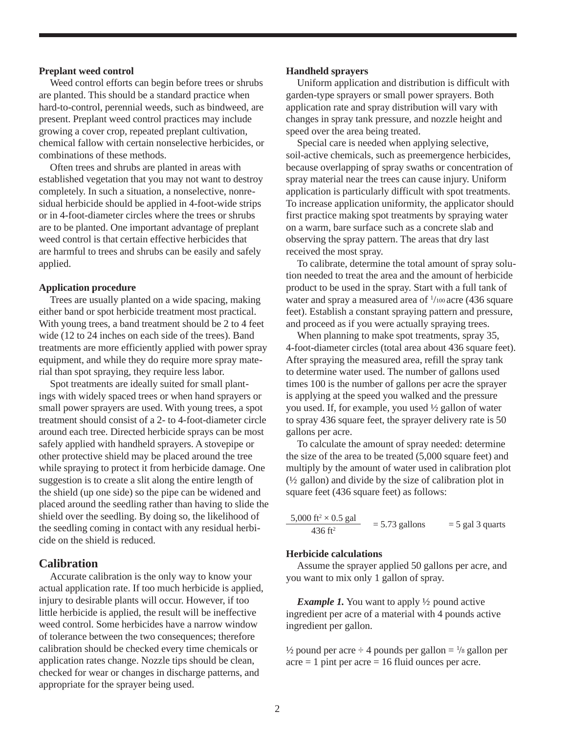**Preplant weed control**

Weed control efforts can begin before trees or shrubs are planted. This should be a standard practice when hard-to-control, perennial weeds, such as bindweed, are present. Preplant weed control practices may include growing a cover crop, repeated preplant cultivation, chemical fallow with certain nonselective herbicides, or combinations of these methods.

Often trees and shrubs are planted in areas with established vegetation that you may not want to destroy completely. In such a situation, a nonselective, nonresidual herbicide should be applied in 4-foot-wide strips or in 4-foot-diameter circles where the trees or shrubs are to be planted. One important advantage of preplant weed control is that certain effective herbicides that are harmful to trees and shrubs can be easily and safely applied.

**Application procedure**

Trees are usually planted on a wide spacing, making either band or spot herbicide treatment most practical. With young trees, a band treatment should be 2 to 4 feet wide (12 to 24 inches on each side of the trees). Band treatments are more efficiently applied with power spray equipment, and while they do require more spray material than spot spraying, they require less labor.

Spot treatments are ideally suited for small plantings with widely spaced trees or when hand sprayers or small power sprayers are used. With young trees, a spot treatment should consist of a 2- to 4-foot-diameter circle around each tree. Directed herbicide sprays can be most safely applied with handheld sprayers. A stovepipe or other protective shield may be placed around the tree while spraying to protect it from herbicide damage. One suggestion is to create a slit along the entire length of the shield (up one side) so the pipe can be widened and placed around the seedling rather than having to slide the shield over the seedling. By doing so, the likelihood of the seedling coming in contact with any residual herbicide on the shield is reduced.

## Calibration

Accurate calibration is the only way to know your actual application rate. If too much herbicide is applied, injury to desirable plants will occur. However, if too little herbicide is applied, the result will be ineffective weed control. Some herbicides have a narrow window of tolerance between the two consequences; therefore calibration should be checked every time chemicals or application rates change. Nozzle tips should be clean, checked for wear or changes in discharge patterns, and appropriate for the sprayer being used.

**Handheld sprayers**

Uniform application and distribution is difficult with garden-type sprayers or small power sprayers. Both application rate and spray distribution will vary with changes in spray tank pressure, and nozzle height and speed over the area being treated.

Special care is needed when applying selective, soil-active chemicals, such as preemergence herbicides, because overlapping of spray swaths or concentration of spray material near the trees can cause injury. Uniform application is particularly difficult with spot treatments. To increase application uniformity, the applicator should first practice making spot treatments by spraying water on a warm, bare surface such as a concrete slab and observing the spray pattern. The areas that dry last received the most spray.

To calibrate, determine the total amount of spray solution needed to treat the area and the amount of herbicide product to be used in the spray. Start with a full tank of water and spray a measured area of $^{1}/_{100}$ acre (436 square feet). Establish a constant spraying pattern and pressure, and proceed as if you were actually spraying trees.

When planning to make spot treatments, spray 35, 4-foot-diameter circles (total area about 436 square feet). After spraying the measured area, refill the spray tank to determine water used. The number of gallons used times 100 is the number of gallons per acre the sprayer is applying at the speed you walked and the pressure you used. If, for example, you used ½ gallon of water to spray 436 square feet, the sprayer delivery rate is 50 gallons per acre.

To calculate the amount of spray needed: determine the size of the area to be treated (5,000 square feet) and multiply by the amount of water used in calibration plot (½ gallon) and divide by the size of calibration plot in square feet (436 square feet) as follows:

$$\frac{5{,}000 \text{ ft}^2 \times 0.5 \text{ gal}}{436 \text{ ft}^2} = 5.73 \text{ gallons} \qquad = 5 \text{ gal } 3 \text{ quarts}$$

**Herbicide calculations**

Assume the sprayer applied 50 gallons per acre, and you want to mix only 1 gallon of spray.

***Example 1.*** You want to apply ½ pound active ingredient per acre of a material with 4 pounds active ingredient per gallon.

½ pound per acre ÷ 4 pounds per gallon = $^{1}/_{8}$ gallon per acre = 1 pint per acre = 16 fluid ounces per acre.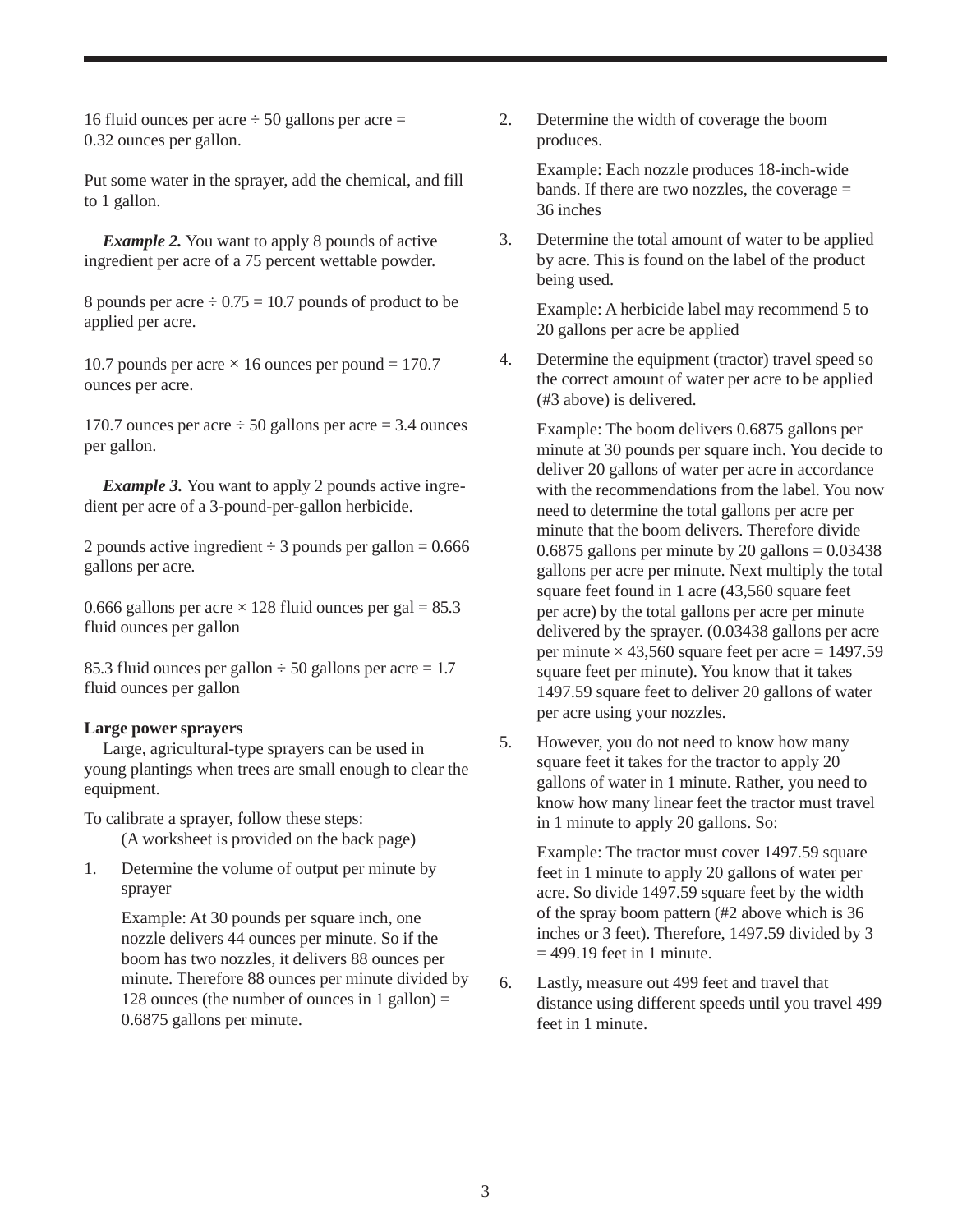16 fluid ounces per acre ÷ 50 gallons per acre = 0.32 ounces per gallon.

Put some water in the sprayer, add the chemical, and fill to 1 gallon.

***Example 2.*** You want to apply 8 pounds of active ingredient per acre of a 75 percent wettable powder.

8 pounds per acre ÷ 0.75 = 10.7 pounds of product to be applied per acre.

10.7 pounds per acre × 16 ounces per pound = 170.7 ounces per acre.

170.7 ounces per acre ÷ 50 gallons per acre = 3.4 ounces per gallon.

***Example 3.*** You want to apply 2 pounds active ingredient per acre of a 3-pound-per-gallon herbicide.

2 pounds active ingredient ÷ 3 pounds per gallon = 0.666 gallons per acre.

0.666 gallons per acre × 128 fluid ounces per gal = 85.3 fluid ounces per gallon

85.3 fluid ounces per gallon ÷ 50 gallons per acre = 1.7 fluid ounces per gallon

**Large power sprayers**

Large, agricultural-type sprayers can be used in young plantings when trees are small enough to clear the equipment.

To calibrate a sprayer, follow these steps:
(A worksheet is provided on the back page)

1. Determine the volume of output per minute by sprayer

   Example: At 30 pounds per square inch, one nozzle delivers 44 ounces per minute. So if the boom has two nozzles, it delivers 88 ounces per minute. Therefore 88 ounces per minute divided by 128 ounces (the number of ounces in 1 gallon) = 0.6875 gallons per minute.

2. Determine the width of coverage the boom produces.

   Example: Each nozzle produces 18-inch-wide bands. If there are two nozzles, the coverage = 36 inches

3. Determine the total amount of water to be applied by acre. This is found on the label of the product being used.

   Example: A herbicide label may recommend 5 to 20 gallons per acre be applied

4. Determine the equipment (tractor) travel speed so the correct amount of water per acre to be applied (#3 above) is delivered.

   Example: The boom delivers 0.6875 gallons per minute at 30 pounds per square inch. You decide to deliver 20 gallons of water per acre in accordance with the recommendations from the label. You now need to determine the total gallons per acre per minute that the boom delivers. Therefore divide 0.6875 gallons per minute by 20 gallons = 0.03438 gallons per acre per minute. Next multiply the total square feet found in 1 acre (43,560 square feet per acre) by the total gallons per acre per minute delivered by the sprayer. (0.03438 gallons per acre per minute × 43,560 square feet per acre = 1497.59 square feet per minute). You know that it takes 1497.59 square feet to deliver 20 gallons of water per acre using your nozzles.

5. However, you do not need to know how many square feet it takes for the tractor to apply 20 gallons of water in 1 minute. Rather, you need to know how many linear feet the tractor must travel in 1 minute to apply 20 gallons. So:

   Example: The tractor must cover 1497.59 square feet in 1 minute to apply 20 gallons of water per acre. So divide 1497.59 square feet by the width of the spray boom pattern (#2 above which is 36 inches or 3 feet). Therefore, 1497.59 divided by 3 = 499.19 feet in 1 minute.

6. Lastly, measure out 499 feet and travel that distance using different speeds until you travel 499 feet in 1 minute.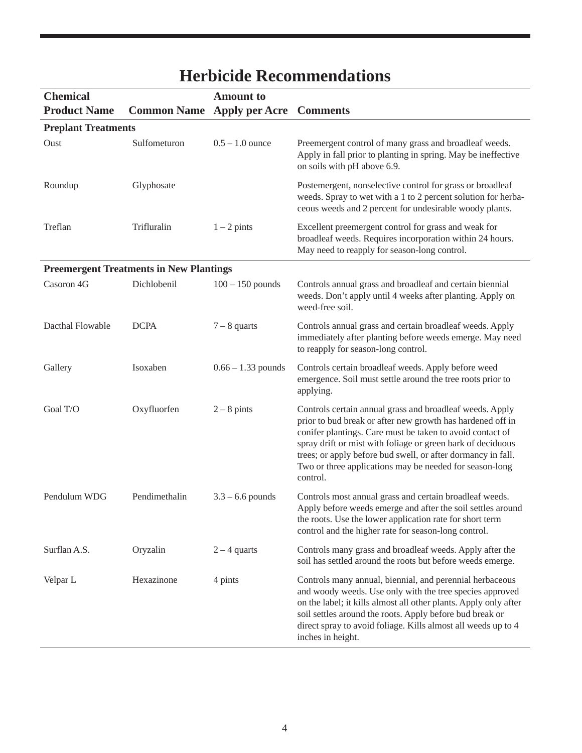# Herbicide Recommendations

| Chemical Product Name | Common Name | Amount to Apply per Acre | Comments |
|---|---|---|---|
| **Preplant Treatments** | | | |
| Oust | Sulfometuron | 0.5 – 1.0 ounce | Preemergent control of many grass and broadleaf weeds. Apply in fall prior to planting in spring. May be ineffective on soils with pH above 6.9. |
| Roundup | Glyphosate | | Postemergent, nonselective control for grass or broadleaf weeds. Spray to wet with a 1 to 2 percent solution for herbaceous weeds and 2 percent for undesirable woody plants. |
| Treflan | Trifluralin | 1 – 2 pints | Excellent preemergent control for grass and weak for broadleaf weeds. Requires incorporation within 24 hours. May need to reapply for season-long control. |
| **Preemergent Treatments in New Plantings** | | | |
| Casoron 4G | Dichlobenil | 100 – 150 pounds | Controls annual grass and broadleaf and certain biennial weeds. Don't apply until 4 weeks after planting. Apply on weed-free soil. |
| Dacthal Flowable | DCPA | 7 – 8 quarts | Controls annual grass and certain broadleaf weeds. Apply immediately after planting before weeds emerge. May need to reapply for season-long control. |
| Gallery | Isoxaben | 0.66 – 1.33 pounds | Controls certain broadleaf weeds. Apply before weed emergence. Soil must settle around the tree roots prior to applying. |
| Goal T/O | Oxyfluorfen | 2 – 8 pints | Controls certain annual grass and broadleaf weeds. Apply prior to bud break or after new growth has hardened off in conifer plantings. Care must be taken to avoid contact of spray drift or mist with foliage or green bark of deciduous trees; or apply before bud swell, or after dormancy in fall. Two or three applications may be needed for season-long control. |
| Pendulum WDG | Pendimethalin | 3.3 – 6.6 pounds | Controls most annual grass and certain broadleaf weeds. Apply before weeds emerge and after the soil settles around the roots. Use the lower application rate for short term control and the higher rate for season-long control. |
| Surflan A.S. | Oryzalin | 2 – 4 quarts | Controls many grass and broadleaf weeds. Apply after the soil has settled around the roots but before weeds emerge. |
| Velpar L | Hexazinone | 4 pints | Controls many annual, biennial, and perennial herbaceous and woody weeds. Use only with the tree species approved on the label; it kills almost all other plants. Apply only after soil settles around the roots. Apply before bud break or direct spray to avoid foliage. Kills almost all weeds up to 4 inches in height. |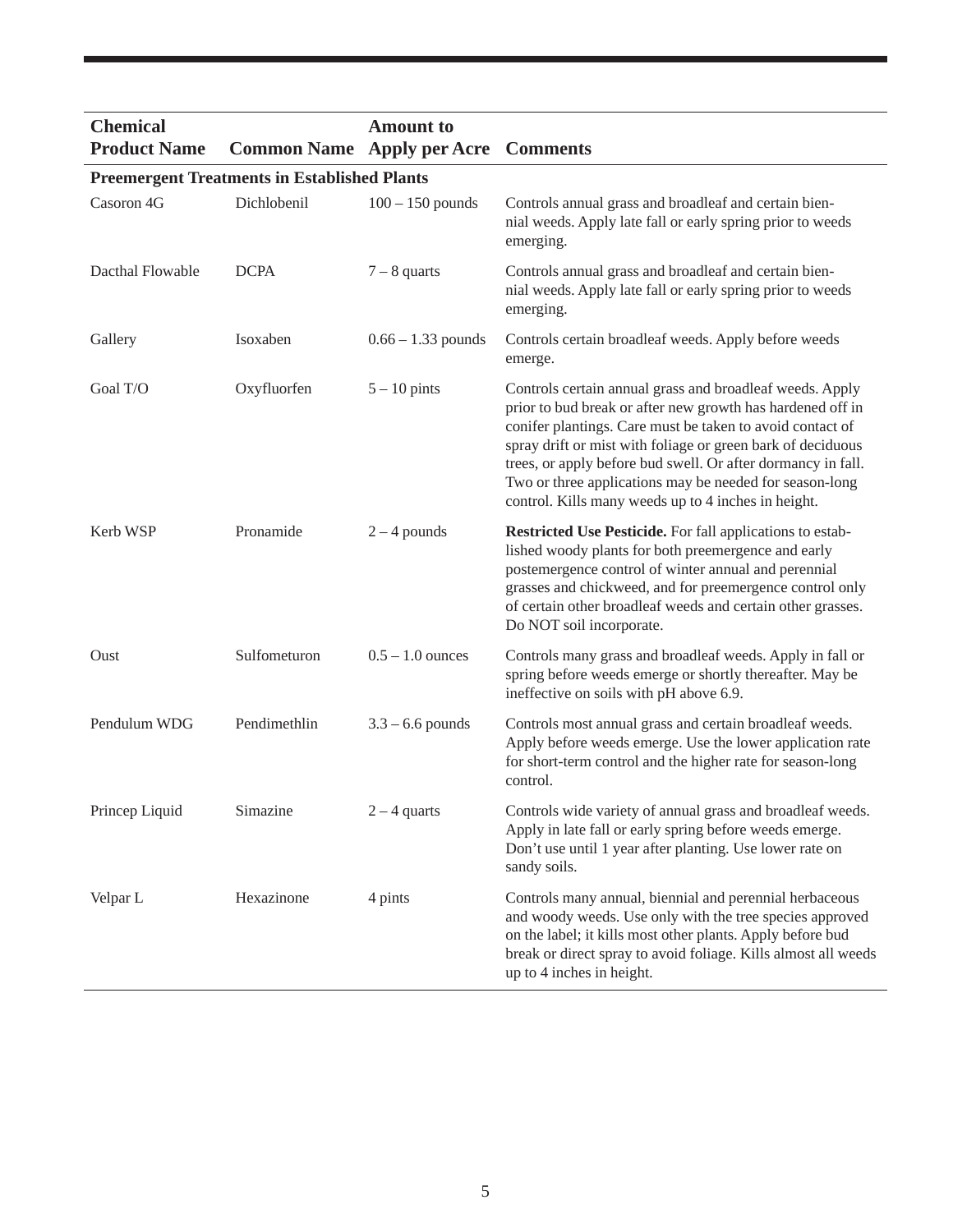| Chemical Product Name | Common Name | Amount to Apply per Acre | Comments |
|---|---|---|---|
| **Preemergent Treatments in Established Plants** | | | |
| Casoron 4G | Dichlobenil | 100 – 150 pounds | Controls annual grass and broadleaf and certain biennial weeds. Apply late fall or early spring prior to weeds emerging. |
| Dacthal Flowable | DCPA | 7 – 8 quarts | Controls annual grass and broadleaf and certain biennial weeds. Apply late fall or early spring prior to weeds emerging. |
| Gallery | Isoxaben | 0.66 – 1.33 pounds | Controls certain broadleaf weeds. Apply before weeds emerge. |
| Goal T/O | Oxyfluorfen | 5 – 10 pints | Controls certain annual grass and broadleaf weeds. Apply prior to bud break or after new growth has hardened off in conifer plantings. Care must be taken to avoid contact of spray drift or mist with foliage or green bark of deciduous trees, or apply before bud swell. Or after dormancy in fall. Two or three applications may be needed for season-long control. Kills many weeds up to 4 inches in height. |
| Kerb WSP | Pronamide | 2 – 4 pounds | **Restricted Use Pesticide.** For fall applications to established woody plants for both preemergence and early postemergence control of winter annual and perennial grasses and chickweed, and for preemergence control only of certain other broadleaf weeds and certain other grasses. Do NOT soil incorporate. |
| Oust | Sulfometuron | 0.5 – 1.0 ounces | Controls many grass and broadleaf weeds. Apply in fall or spring before weeds emerge or shortly thereafter. May be ineffective on soils with pH above 6.9. |
| Pendulum WDG | Pendimethlin | 3.3 – 6.6 pounds | Controls most annual grass and certain broadleaf weeds. Apply before weeds emerge. Use the lower application rate for short-term control and the higher rate for season-long control. |
| Princep Liquid | Simazine | 2 – 4 quarts | Controls wide variety of annual grass and broadleaf weeds. Apply in late fall or early spring before weeds emerge. Don't use until 1 year after planting. Use lower rate on sandy soils. |
| Velpar L | Hexazinone | 4 pints | Controls many annual, biennial and perennial herbaceous and woody weeds. Use only with the tree species approved on the label; it kills most other plants. Apply before bud break or direct spray to avoid foliage. Kills almost all weeds up to 4 inches in height. |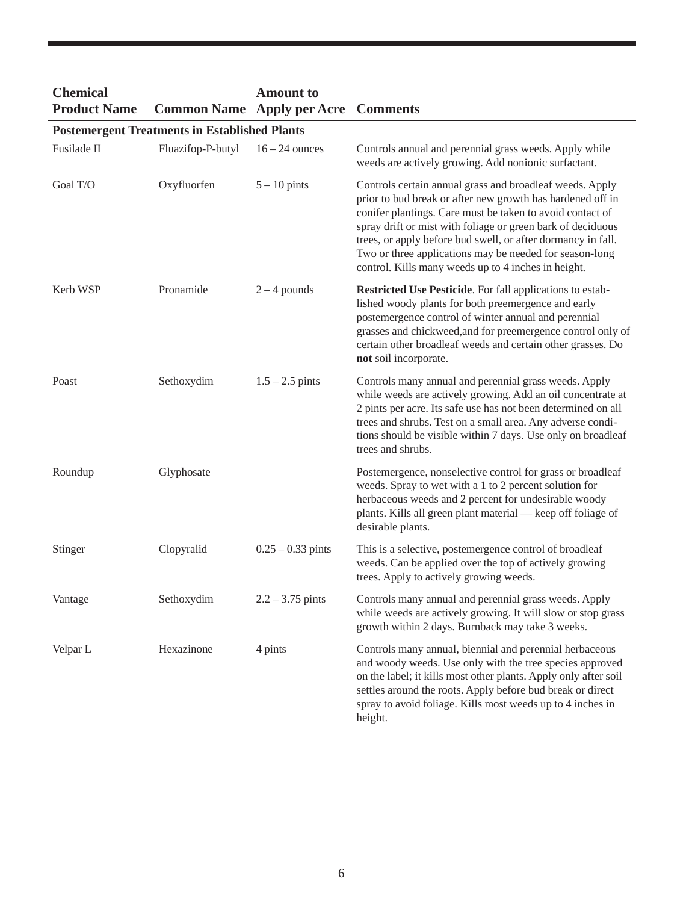| Chemical Product Name | Common Name | Amount to Apply per Acre | Comments |
|---|---|---|---|
| **Postemergent Treatments in Established Plants** | | | |
| Fusilade II | Fluazifop-P-butyl | 16 – 24 ounces | Controls annual and perennial grass weeds. Apply while weeds are actively growing. Add nonionic surfactant. |
| Goal T/O | Oxyfluorfen | 5 – 10 pints | Controls certain annual grass and broadleaf weeds. Apply prior to bud break or after new growth has hardened off in conifer plantings. Care must be taken to avoid contact of spray drift or mist with foliage or green bark of deciduous trees, or apply before bud swell, or after dormancy in fall. Two or three applications may be needed for season-long control. Kills many weeds up to 4 inches in height. |
| Kerb WSP | Pronamide | 2 – 4 pounds | **Restricted Use Pesticide**. For fall applications to established woody plants for both preemergence and early postemergence control of winter annual and perennial grasses and chickweed,and for preemergence control only of certain other broadleaf weeds and certain other grasses. Do **not** soil incorporate. |
| Poast | Sethoxydim | 1.5 – 2.5 pints | Controls many annual and perennial grass weeds. Apply while weeds are actively growing. Add an oil concentrate at 2 pints per acre. Its safe use has not been determined on all trees and shrubs. Test on a small area. Any adverse conditions should be visible within 7 days. Use only on broadleaf trees and shrubs. |
| Roundup | Glyphosate | | Postemergence, nonselective control for grass or broadleaf weeds. Spray to wet with a 1 to 2 percent solution for herbaceous weeds and 2 percent for undesirable woody plants. Kills all green plant material — keep off foliage of desirable plants. |
| Stinger | Clopyralid | 0.25 – 0.33 pints | This is a selective, postemergence control of broadleaf weeds. Can be applied over the top of actively growing trees. Apply to actively growing weeds. |
| Vantage | Sethoxydim | 2.2 – 3.75 pints | Controls many annual and perennial grass weeds. Apply while weeds are actively growing. It will slow or stop grass growth within 2 days. Burnback may take 3 weeks. |
| Velpar L | Hexazinone | 4 pints | Controls many annual, biennial and perennial herbaceous and woody weeds. Use only with the tree species approved on the label; it kills most other plants. Apply only after soil settles around the roots. Apply before bud break or direct spray to avoid foliage. Kills most weeds up to 4 inches in height. |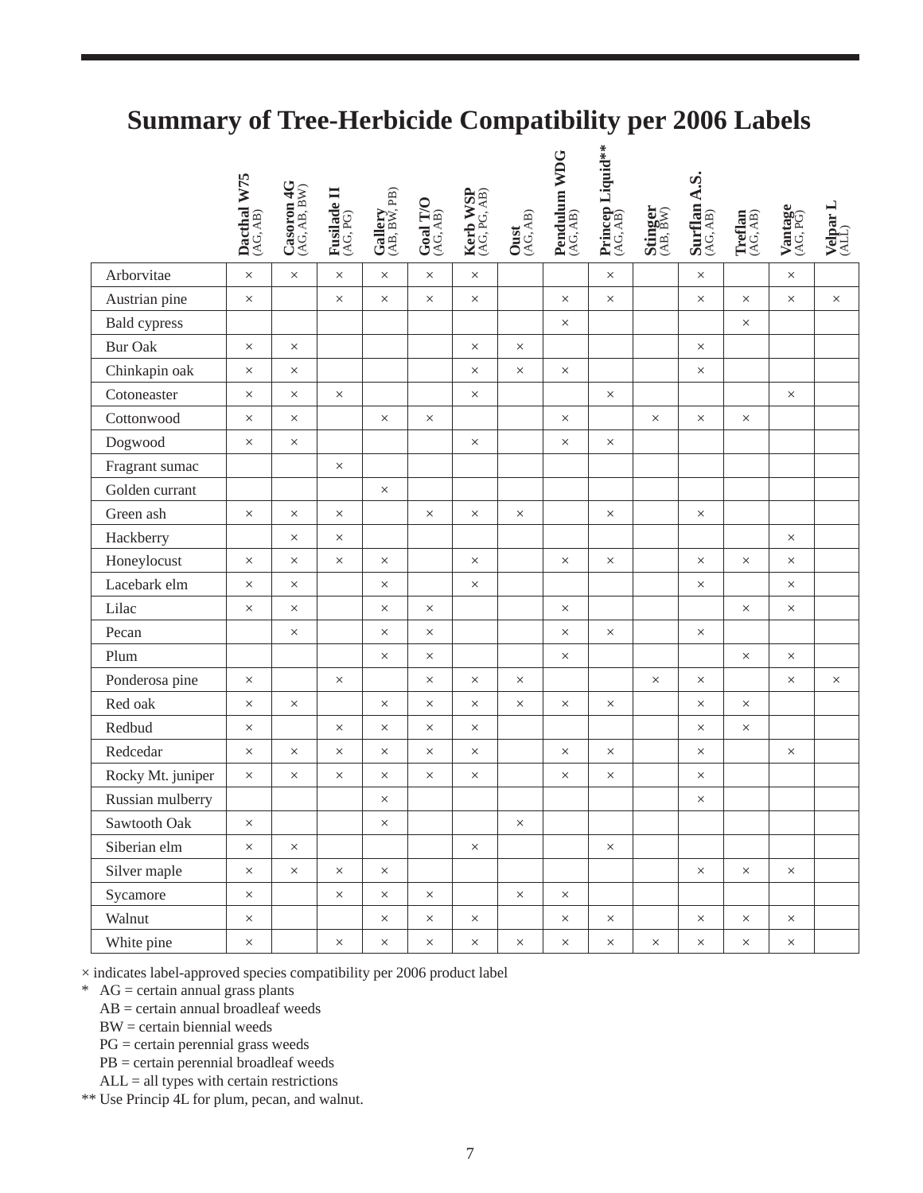# Summary of Tree-Herbicide Compatibility per 2006 Labels

| | Dacthal W75 (AG, AB) | Casoron 4G (AG, AB, BW) | Fusilade II (AG, PG) | Gallery (AB, BW, PB) | Goal T/O (AG, AB) | Kerb WSP (AG, PG, AB) | Oust (AG, AB) | Pendulum WDG (AG, AB) | Princep Liquid** (AG, AB) | Stinger (AB, BW) | Surflan A.S. (AG, AB) | Treflan (AG, AB) | Vantage (AG, PG) | Velpar L (ALL) |
|---|---|---|---|---|---|---|---|---|---|---|---|---|---|---|
| Arborvitae | × | × | × | × | × | × | | | × | | × | | × | |
| Austrian pine | × | | × | × | × | × | | × | × | | × | × | × | × |
| Bald cypress | | | | | | | | × | | | | × | | |
| Bur Oak | × | × | | | | × | × | | | | × | | | |
| Chinkapin oak | × | × | | | | × | × | × | | | × | | | |
| Cotoneaster | × | × | × | | | × | | | × | | | | × | |
| Cottonwood | × | × | | × | × | | | × | | × | × | × | | |
| Dogwood | × | × | | | | × | | × | × | | | | | |
| Fragrant sumac | | | × | | | | | | | | | | | |
| Golden currant | | | | × | | | | | | | | | | |
| Green ash | × | × | × | | × | × | × | | × | | × | | | |
| Hackberry | | × | × | | | | | | | | | | × | |
| Honeylocust | × | × | × | × | | × | | × | × | | × | × | × | |
| Lacebark elm | × | × | | × | | × | | | | | × | | × | |
| Lilac | × | × | | × | × | | | × | | | | × | × | |
| Pecan | | × | | × | × | | | × | × | | × | | | |
| Plum | | | | × | × | | | × | | | | × | × | |
| Ponderosa pine | × | | × | | × | × | × | | | × | × | | × | × |
| Red oak | × | × | | × | × | × | × | × | × | | × | × | | |
| Redbud | × | | × | × | × | × | | | | | × | × | | |
| Redcedar | × | × | × | × | × | × | | × | × | | × | | × | |
| Rocky Mt. juniper | × | × | × | × | × | × | | × | × | | × | | | |
| Russian mulberry | | | | × | | | | | | | × | | | |
| Sawtooth Oak | × | | | × | | | × | | | | | | | |
| Siberian elm | × | × | | | | × | | | × | | | | | |
| Silver maple | × | × | × | × | | | | | | | × | × | × | |
| Sycamore | × | | × | × | × | | × | × | | | | | | |
| Walnut | × | | | × | × | × | | × | × | | × | × | × | |
| White pine | × | | × | × | × | × | × | × | × | × | × | × | × | |

× indicates label-approved species compatibility per 2006 product label

\* AG = certain annual grass plants
AB = certain annual broadleaf weeds
BW = certain biennial weeds
PG = certain perennial grass weeds
PB = certain perennial broadleaf weeds
ALL = all types with certain restrictions

** Use Princip 4L for plum, pecan, and walnut.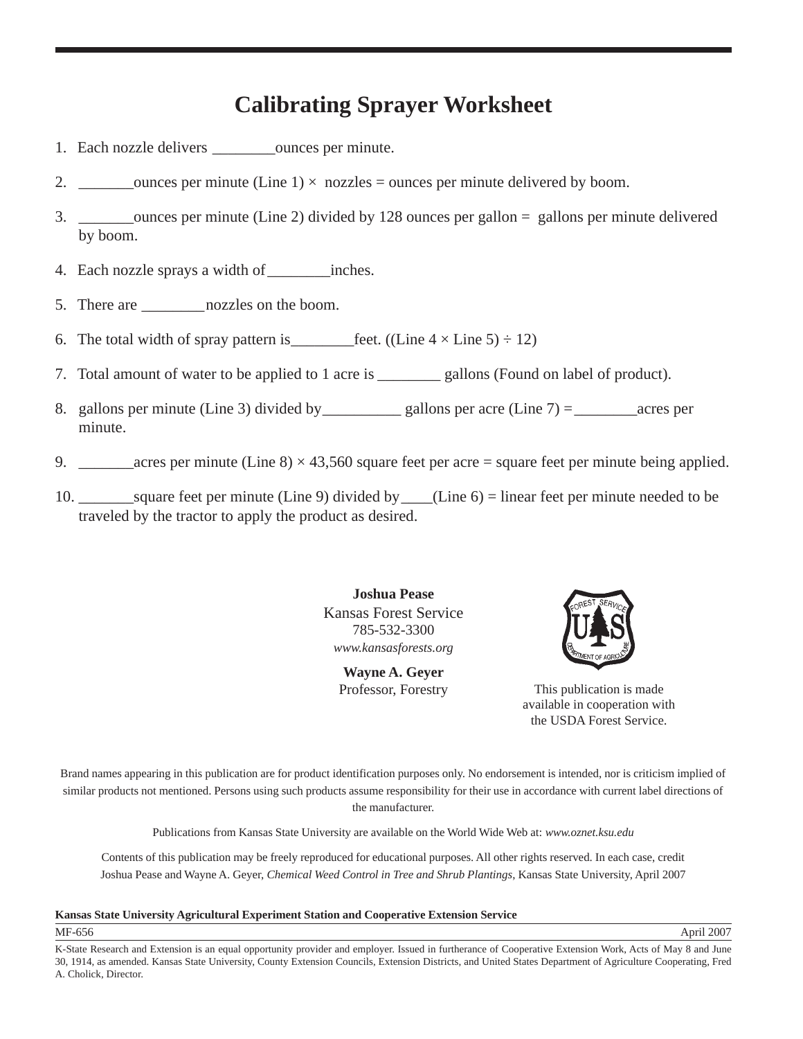# Calibrating Sprayer Worksheet

1. Each nozzle delivers ________ounces per minute.

2. _______ounces per minute (Line 1) × nozzles = ounces per minute delivered by boom.

3. _______ounces per minute (Line 2) divided by 128 ounces per gallon = gallons per minute delivered by boom.

4. Each nozzle sprays a width of________inches.

5. There are ________nozzles on the boom.

6. The total width of spray pattern is________feet. ((Line 4 × Line 5) ÷ 12)

7. Total amount of water to be applied to 1 acre is ________ gallons (Found on label of product).

8. gallons per minute (Line 3) divided by__________ gallons per acre (Line 7) =________acres per minute.

9. _______acres per minute (Line 8) × 43,560 square feet per acre = square feet per minute being applied.

10. _______square feet per minute (Line 9) divided by____(Line 6) = linear feet per minute needed to be traveled by the tractor to apply the product as desired.

**Joshua Pease**
Kansas Forest Service
785-532-3300
*www.kansasforests.org*

**Wayne A. Geyer**
Professor, Forestry

This publication is made available in cooperation with the USDA Forest Service.

Brand names appearing in this publication are for product identification purposes only. No endorsement is intended, nor is criticism implied of similar products not mentioned. Persons using such products assume responsibility for their use in accordance with current label directions of the manufacturer.

Publications from Kansas State University are available on the World Wide Web at: *www.oznet.ksu.edu*

Contents of this publication may be freely reproduced for educational purposes. All other rights reserved. In each case, credit Joshua Pease and Wayne A. Geyer, *Chemical Weed Control in Tree and Shrub Plantings,* Kansas State University, April 2007

**Kansas State University Agricultural Experiment Station and Cooperative Extension Service**

MF-656 April 2007

K-State Research and Extension is an equal opportunity provider and employer. Issued in furtherance of Cooperative Extension Work, Acts of May 8 and June 30, 1914, as amended. Kansas State University, County Extension Councils, Extension Districts, and United States Department of Agriculture Cooperating, Fred A. Cholick, Director.